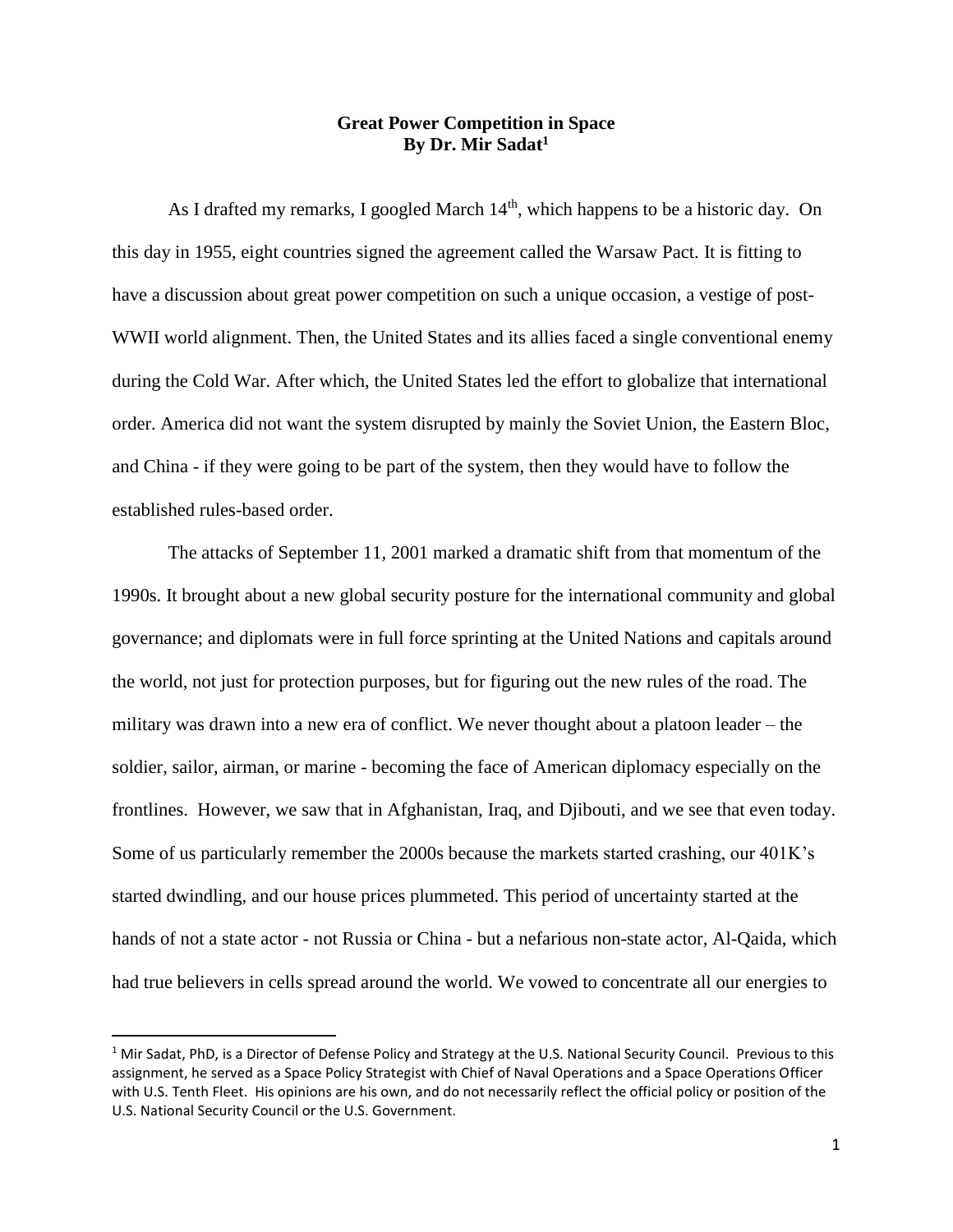# Great Power Competition in Space

**By Dr. Mir Sadat[1]**

As I drafted my remarks, I googled March 14th, which happens to be a historic day. On this day in 1955, eight countries signed the agreement called the Warsaw Pact. It is fitting to have a discussion about great power competition on such a unique occasion, a vestige of post-WWII world alignment. Then, the United States and its allies faced a single conventional enemy during the Cold War. After which, the United States led the effort to globalize that international order. America did not want the system disrupted by mainly the Soviet Union, the Eastern Bloc, and China - if they were going to be part of the system, then they would have to follow the established rules-based order.

The attacks of September 11, 2001 marked a dramatic shift from that momentum of the 1990s. It brought about a new global security posture for the international community and global governance; and diplomats were in full force sprinting at the United Nations and capitals around the world, not just for protection purposes, but for figuring out the new rules of the road. The military was drawn into a new era of conflict. We never thought about a platoon leader – the soldier, sailor, airman, or marine - becoming the face of American diplomacy especially on the frontlines. However, we saw that in Afghanistan, Iraq, and Djibouti, and we see that even today. Some of us particularly remember the 2000s because the markets started crashing, our 401K's started dwindling, and our house prices plummeted. This period of uncertainty started at the hands of not a state actor - not Russia or China - but a nefarious non-state actor, Al-Qaida, which had true believers in cells spread around the world. We vowed to concentrate all our energies to

---

[1] Mir Sadat, PhD, is a Director of Defense Policy and Strategy at the U.S. National Security Council. Previous to this assignment, he served as a Space Policy Strategist with Chief of Naval Operations and a Space Operations Officer with U.S. Tenth Fleet. His opinions are his own, and do not necessarily reflect the official policy or position of the U.S. National Security Council or the U.S. Government.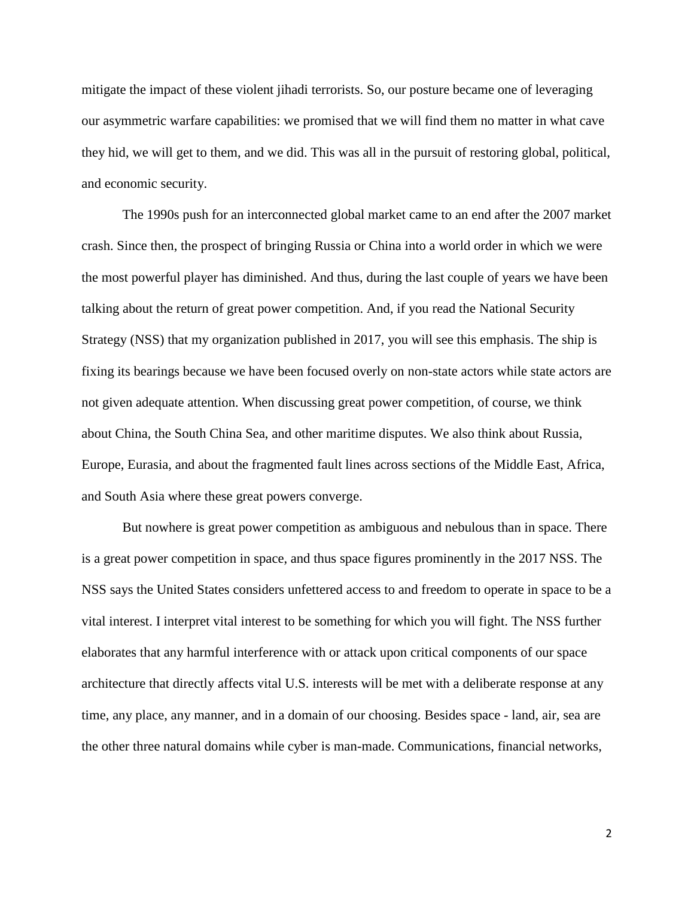mitigate the impact of these violent jihadi terrorists. So, our posture became one of leveraging our asymmetric warfare capabilities: we promised that we will find them no matter in what cave they hid, we will get to them, and we did. This was all in the pursuit of restoring global, political, and economic security.

The 1990s push for an interconnected global market came to an end after the 2007 market crash. Since then, the prospect of bringing Russia or China into a world order in which we were the most powerful player has diminished. And thus, during the last couple of years we have been talking about the return of great power competition. And, if you read the National Security Strategy (NSS) that my organization published in 2017, you will see this emphasis. The ship is fixing its bearings because we have been focused overly on non-state actors while state actors are not given adequate attention. When discussing great power competition, of course, we think about China, the South China Sea, and other maritime disputes. We also think about Russia, Europe, Eurasia, and about the fragmented fault lines across sections of the Middle East, Africa, and South Asia where these great powers converge.

But nowhere is great power competition as ambiguous and nebulous than in space. There is a great power competition in space, and thus space figures prominently in the 2017 NSS. The NSS says the United States considers unfettered access to and freedom to operate in space to be a vital interest. I interpret vital interest to be something for which you will fight. The NSS further elaborates that any harmful interference with or attack upon critical components of our space architecture that directly affects vital U.S. interests will be met with a deliberate response at any time, any place, any manner, and in a domain of our choosing. Besides space - land, air, sea are the other three natural domains while cyber is man-made. Communications, financial networks,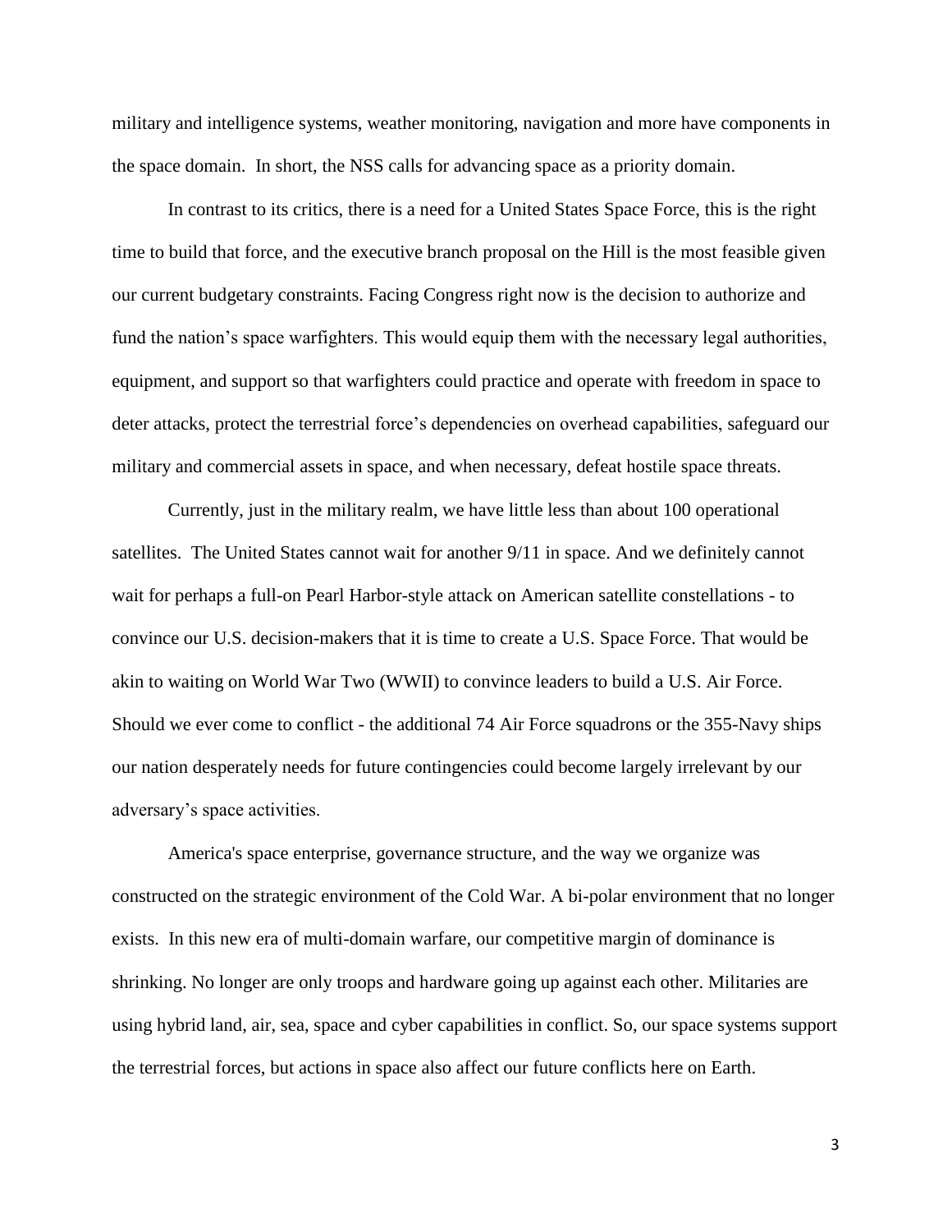military and intelligence systems, weather monitoring, navigation and more have components in the space domain. In short, the NSS calls for advancing space as a priority domain.

In contrast to its critics, there is a need for a United States Space Force, this is the right time to build that force, and the executive branch proposal on the Hill is the most feasible given our current budgetary constraints. Facing Congress right now is the decision to authorize and fund the nation's space warfighters. This would equip them with the necessary legal authorities, equipment, and support so that warfighters could practice and operate with freedom in space to deter attacks, protect the terrestrial force's dependencies on overhead capabilities, safeguard our military and commercial assets in space, and when necessary, defeat hostile space threats.

Currently, just in the military realm, we have little less than about 100 operational satellites. The United States cannot wait for another 9/11 in space. And we definitely cannot wait for perhaps a full-on Pearl Harbor-style attack on American satellite constellations - to convince our U.S. decision-makers that it is time to create a U.S. Space Force. That would be akin to waiting on World War Two (WWII) to convince leaders to build a U.S. Air Force. Should we ever come to conflict - the additional 74 Air Force squadrons or the 355-Navy ships our nation desperately needs for future contingencies could become largely irrelevant by our adversary's space activities.

America's space enterprise, governance structure, and the way we organize was constructed on the strategic environment of the Cold War. A bi-polar environment that no longer exists. In this new era of multi-domain warfare, our competitive margin of dominance is shrinking. No longer are only troops and hardware going up against each other. Militaries are using hybrid land, air, sea, space and cyber capabilities in conflict. So, our space systems support the terrestrial forces, but actions in space also affect our future conflicts here on Earth.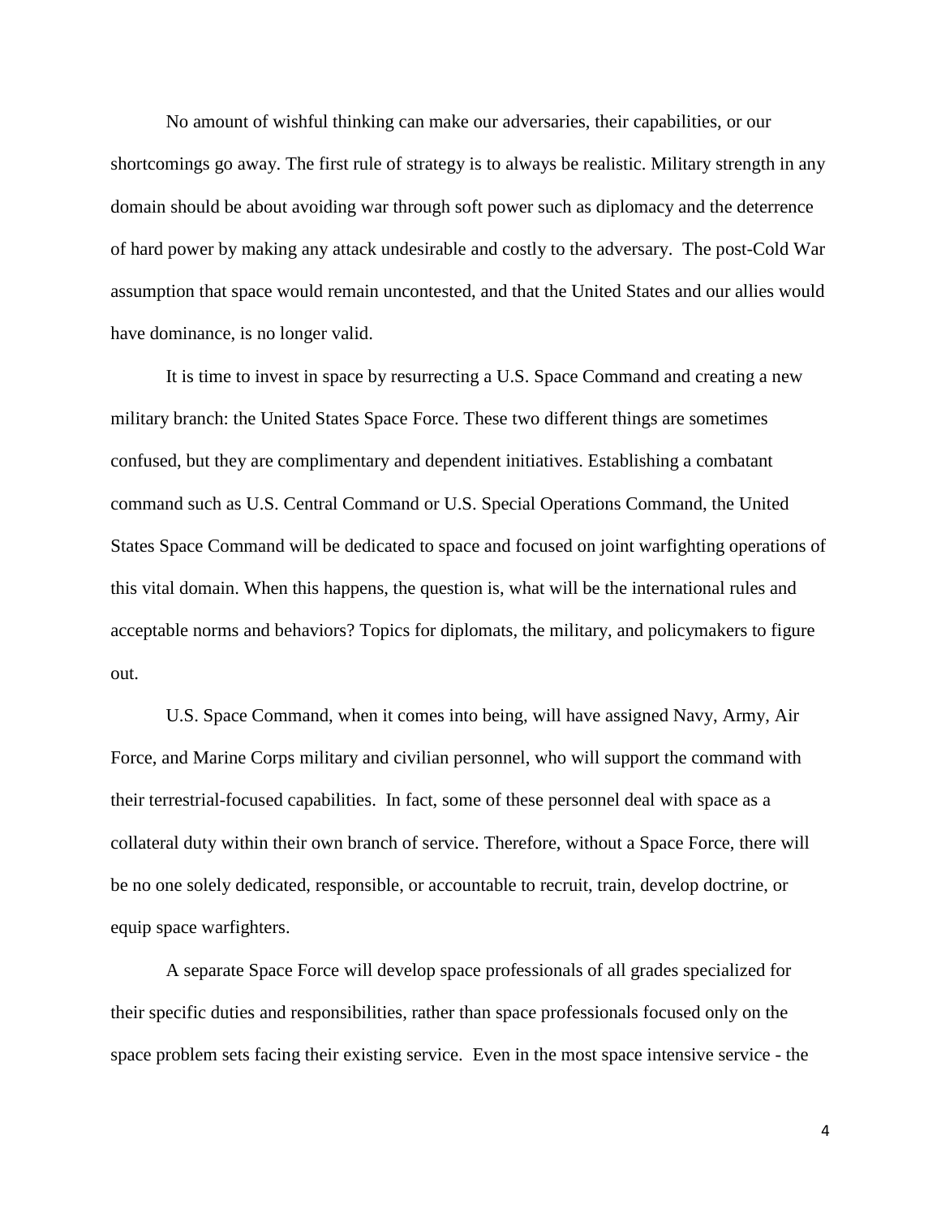No amount of wishful thinking can make our adversaries, their capabilities, or our shortcomings go away. The first rule of strategy is to always be realistic. Military strength in any domain should be about avoiding war through soft power such as diplomacy and the deterrence of hard power by making any attack undesirable and costly to the adversary. The post-Cold War assumption that space would remain uncontested, and that the United States and our allies would have dominance, is no longer valid.

It is time to invest in space by resurrecting a U.S. Space Command and creating a new military branch: the United States Space Force. These two different things are sometimes confused, but they are complimentary and dependent initiatives. Establishing a combatant command such as U.S. Central Command or U.S. Special Operations Command, the United States Space Command will be dedicated to space and focused on joint warfighting operations of this vital domain. When this happens, the question is, what will be the international rules and acceptable norms and behaviors? Topics for diplomats, the military, and policymakers to figure out.

U.S. Space Command, when it comes into being, will have assigned Navy, Army, Air Force, and Marine Corps military and civilian personnel, who will support the command with their terrestrial-focused capabilities. In fact, some of these personnel deal with space as a collateral duty within their own branch of service. Therefore, without a Space Force, there will be no one solely dedicated, responsible, or accountable to recruit, train, develop doctrine, or equip space warfighters.

A separate Space Force will develop space professionals of all grades specialized for their specific duties and responsibilities, rather than space professionals focused only on the space problem sets facing their existing service. Even in the most space intensive service - the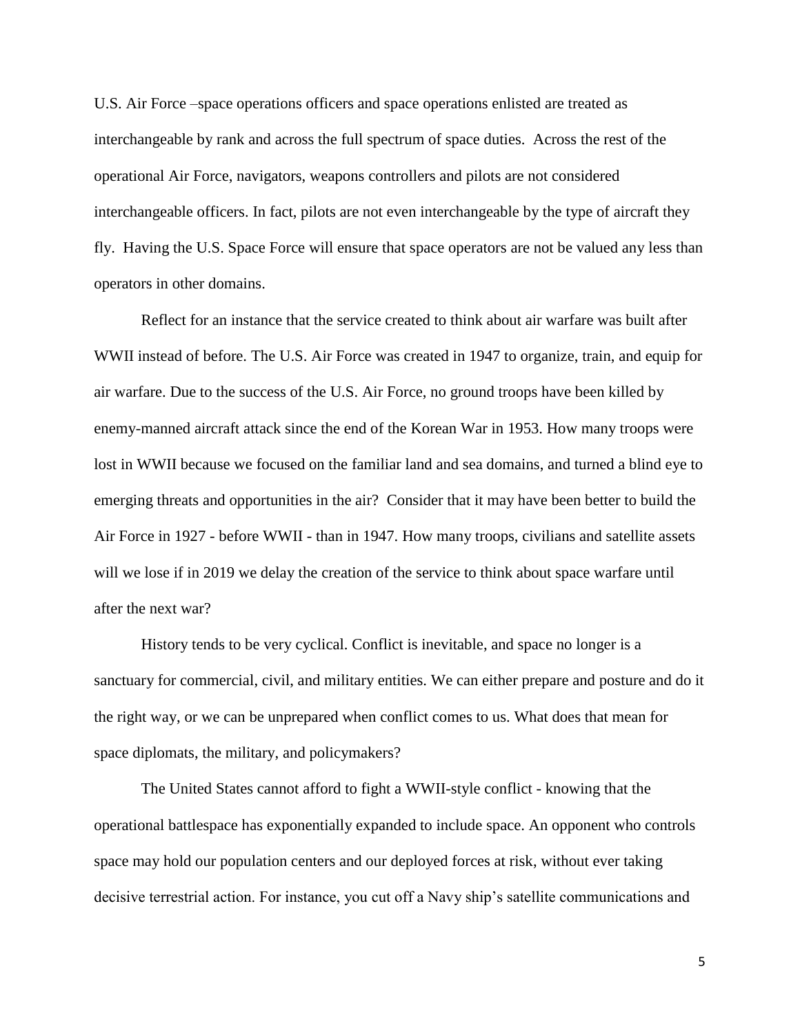U.S. Air Force –space operations officers and space operations enlisted are treated as interchangeable by rank and across the full spectrum of space duties. Across the rest of the operational Air Force, navigators, weapons controllers and pilots are not considered interchangeable officers. In fact, pilots are not even interchangeable by the type of aircraft they fly. Having the U.S. Space Force will ensure that space operators are not be valued any less than operators in other domains.

Reflect for an instance that the service created to think about air warfare was built after WWII instead of before. The U.S. Air Force was created in 1947 to organize, train, and equip for air warfare. Due to the success of the U.S. Air Force, no ground troops have been killed by enemy-manned aircraft attack since the end of the Korean War in 1953. How many troops were lost in WWII because we focused on the familiar land and sea domains, and turned a blind eye to emerging threats and opportunities in the air? Consider that it may have been better to build the Air Force in 1927 - before WWII - than in 1947. How many troops, civilians and satellite assets will we lose if in 2019 we delay the creation of the service to think about space warfare until after the next war?

History tends to be very cyclical. Conflict is inevitable, and space no longer is a sanctuary for commercial, civil, and military entities. We can either prepare and posture and do it the right way, or we can be unprepared when conflict comes to us. What does that mean for space diplomats, the military, and policymakers?

The United States cannot afford to fight a WWII-style conflict - knowing that the operational battlespace has exponentially expanded to include space. An opponent who controls space may hold our population centers and our deployed forces at risk, without ever taking decisive terrestrial action. For instance, you cut off a Navy ship's satellite communications and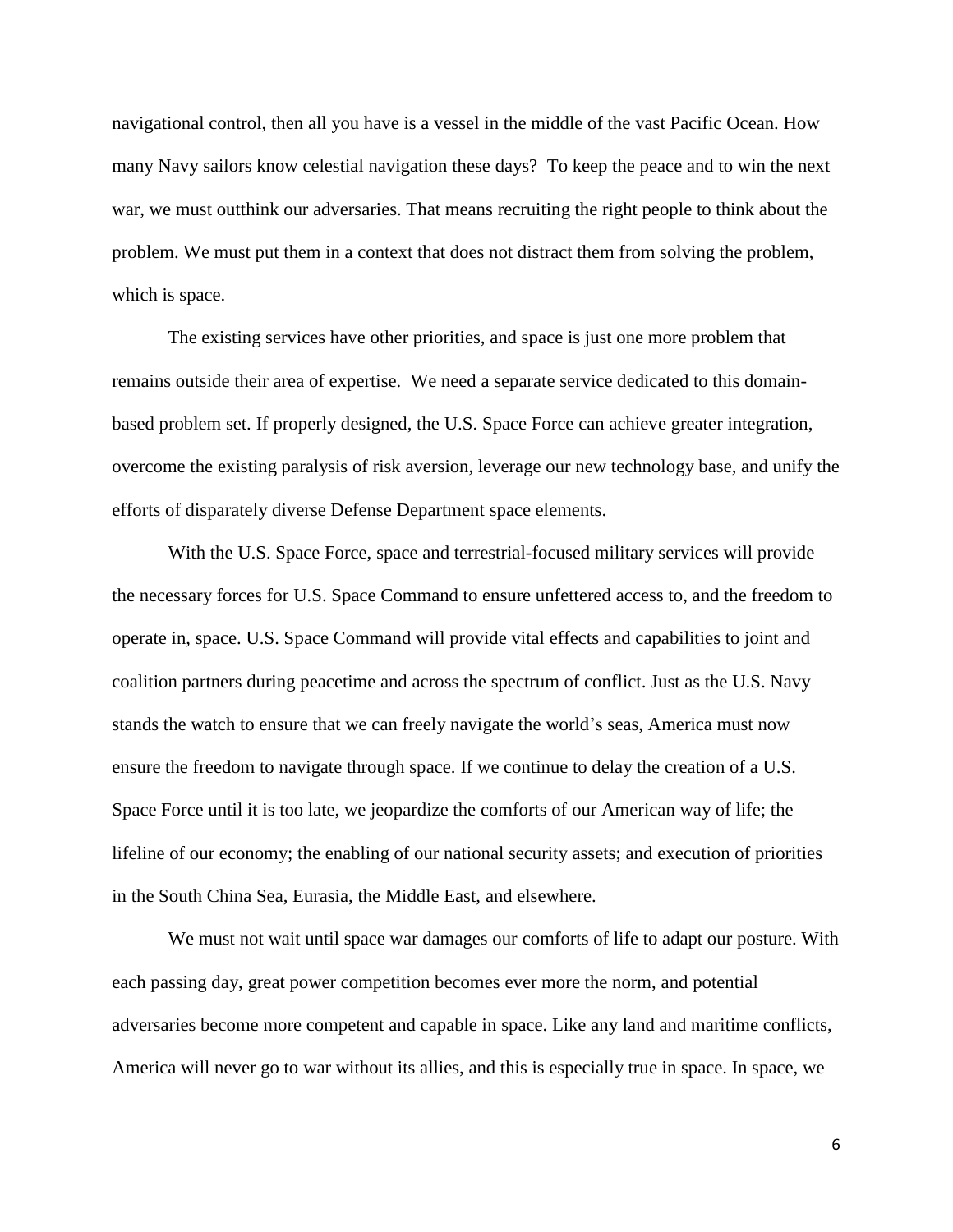navigational control, then all you have is a vessel in the middle of the vast Pacific Ocean. How many Navy sailors know celestial navigation these days? To keep the peace and to win the next war, we must outthink our adversaries. That means recruiting the right people to think about the problem. We must put them in a context that does not distract them from solving the problem, which is space.

The existing services have other priorities, and space is just one more problem that remains outside their area of expertise. We need a separate service dedicated to this domain-based problem set. If properly designed, the U.S. Space Force can achieve greater integration, overcome the existing paralysis of risk aversion, leverage our new technology base, and unify the efforts of disparately diverse Defense Department space elements.

With the U.S. Space Force, space and terrestrial-focused military services will provide the necessary forces for U.S. Space Command to ensure unfettered access to, and the freedom to operate in, space. U.S. Space Command will provide vital effects and capabilities to joint and coalition partners during peacetime and across the spectrum of conflict. Just as the U.S. Navy stands the watch to ensure that we can freely navigate the world's seas, America must now ensure the freedom to navigate through space. If we continue to delay the creation of a U.S. Space Force until it is too late, we jeopardize the comforts of our American way of life; the lifeline of our economy; the enabling of our national security assets; and execution of priorities in the South China Sea, Eurasia, the Middle East, and elsewhere.

We must not wait until space war damages our comforts of life to adapt our posture. With each passing day, great power competition becomes ever more the norm, and potential adversaries become more competent and capable in space. Like any land and maritime conflicts, America will never go to war without its allies, and this is especially true in space. In space, we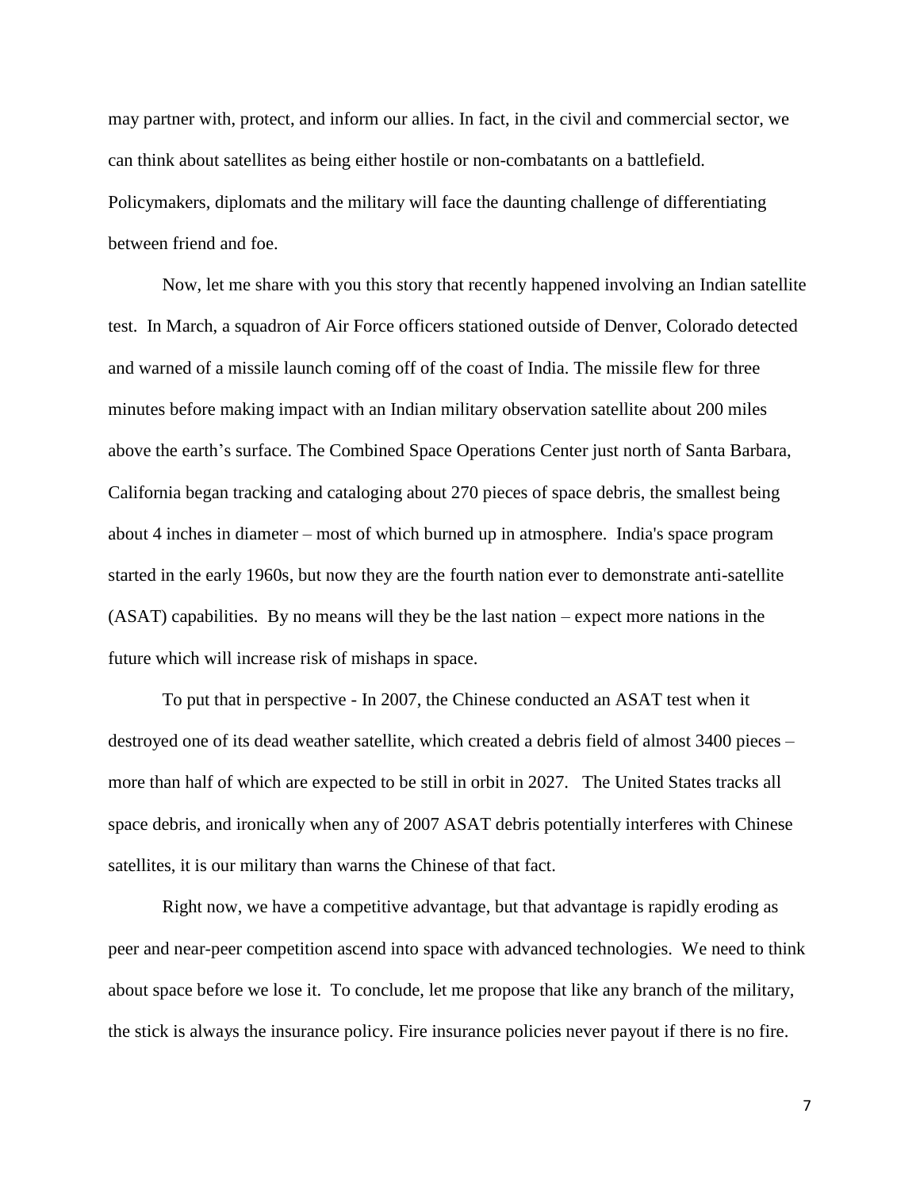may partner with, protect, and inform our allies. In fact, in the civil and commercial sector, we can think about satellites as being either hostile or non-combatants on a battlefield. Policymakers, diplomats and the military will face the daunting challenge of differentiating between friend and foe.

Now, let me share with you this story that recently happened involving an Indian satellite test. In March, a squadron of Air Force officers stationed outside of Denver, Colorado detected and warned of a missile launch coming off of the coast of India. The missile flew for three minutes before making impact with an Indian military observation satellite about 200 miles above the earth's surface. The Combined Space Operations Center just north of Santa Barbara, California began tracking and cataloging about 270 pieces of space debris, the smallest being about 4 inches in diameter – most of which burned up in atmosphere. India's space program started in the early 1960s, but now they are the fourth nation ever to demonstrate anti-satellite (ASAT) capabilities. By no means will they be the last nation – expect more nations in the future which will increase risk of mishaps in space.

To put that in perspective - In 2007, the Chinese conducted an ASAT test when it destroyed one of its dead weather satellite, which created a debris field of almost 3400 pieces – more than half of which are expected to be still in orbit in 2027. The United States tracks all space debris, and ironically when any of 2007 ASAT debris potentially interferes with Chinese satellites, it is our military than warns the Chinese of that fact.

Right now, we have a competitive advantage, but that advantage is rapidly eroding as peer and near-peer competition ascend into space with advanced technologies. We need to think about space before we lose it. To conclude, let me propose that like any branch of the military, the stick is always the insurance policy. Fire insurance policies never payout if there is no fire.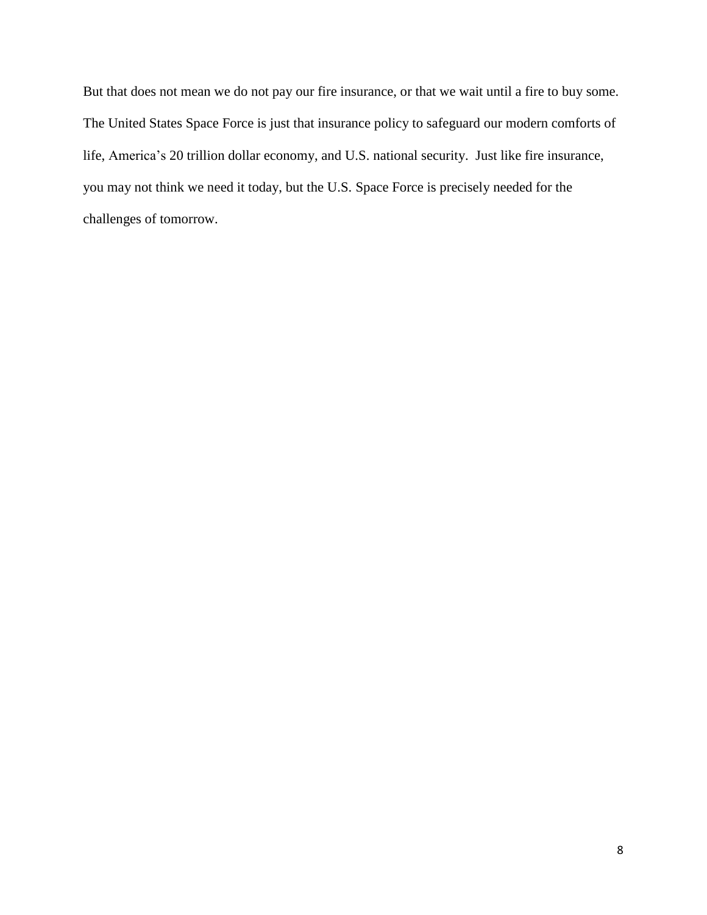But that does not mean we do not pay our fire insurance, or that we wait until a fire to buy some. The United States Space Force is just that insurance policy to safeguard our modern comforts of life, America's 20 trillion dollar economy, and U.S. national security. Just like fire insurance, you may not think we need it today, but the U.S. Space Force is precisely needed for the challenges of tomorrow.